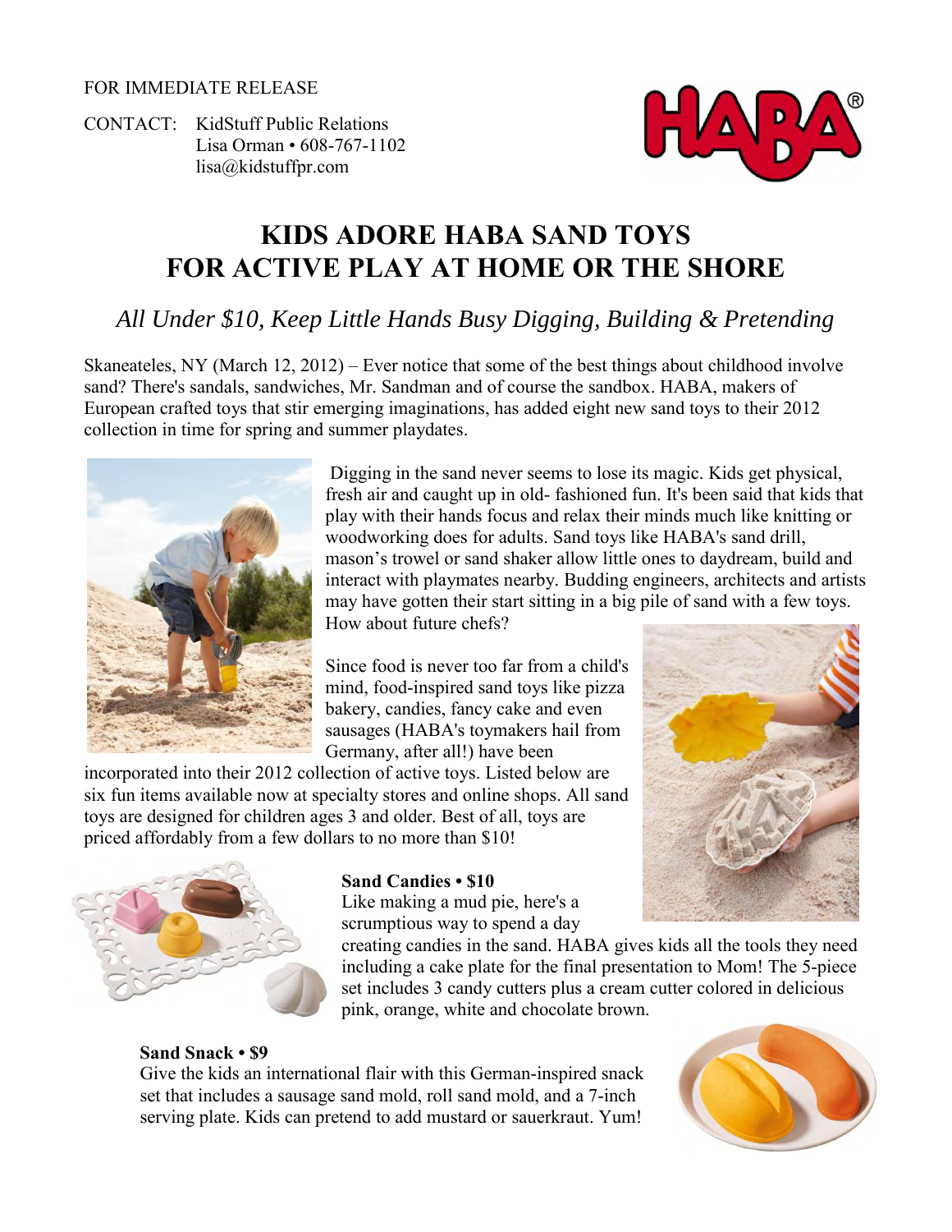FOR IMMEDIATE RELEASE

CONTACT: KidStuff Public Relations
Lisa Orman • 608-767-1102
lisa@kidstuffpr.com

# KIDS ADORE HABA SAND TOYS FOR ACTIVE PLAY AT HOME OR THE SHORE

*All Under $10, Keep Little Hands Busy Digging, Building & Pretending*

Skaneateles, NY (March 12, 2012) – Ever notice that some of the best things about childhood involve sand? There's sandals, sandwiches, Mr. Sandman and of course the sandbox. HABA, makers of European crafted toys that stir emerging imaginations, has added eight new sand toys to their 2012 collection in time for spring and summer playdates.

Digging in the sand never seems to lose its magic. Kids get physical, fresh air and caught up in old- fashioned fun. It's been said that kids that play with their hands focus and relax their minds much like knitting or woodworking does for adults. Sand toys like HABA's sand drill, mason's trowel or sand shaker allow little ones to daydream, build and interact with playmates nearby. Budding engineers, architects and artists may have gotten their start sitting in a big pile of sand with a few toys. How about future chefs?

Since food is never too far from a child's mind, food-inspired sand toys like pizza bakery, candies, fancy cake and even sausages (HABA's toymakers hail from Germany, after all!) have been incorporated into their 2012 collection of active toys. Listed below are six fun items available now at specialty stores and online shops. All sand toys are designed for children ages 3 and older. Best of all, toys are priced affordably from a few dollars to no more than $10!

**Sand Candies • $10**
Like making a mud pie, here's a scrumptious way to spend a day creating candies in the sand. HABA gives kids all the tools they need including a cake plate for the final presentation to Mom! The 5-piece set includes 3 candy cutters plus a cream cutter colored in delicious pink, orange, white and chocolate brown.

**Sand Snack • $9**
Give the kids an international flair with this German-inspired snack set that includes a sausage sand mold, roll sand mold, and a 7-inch serving plate. Kids can pretend to add mustard or sauerkraut. Yum!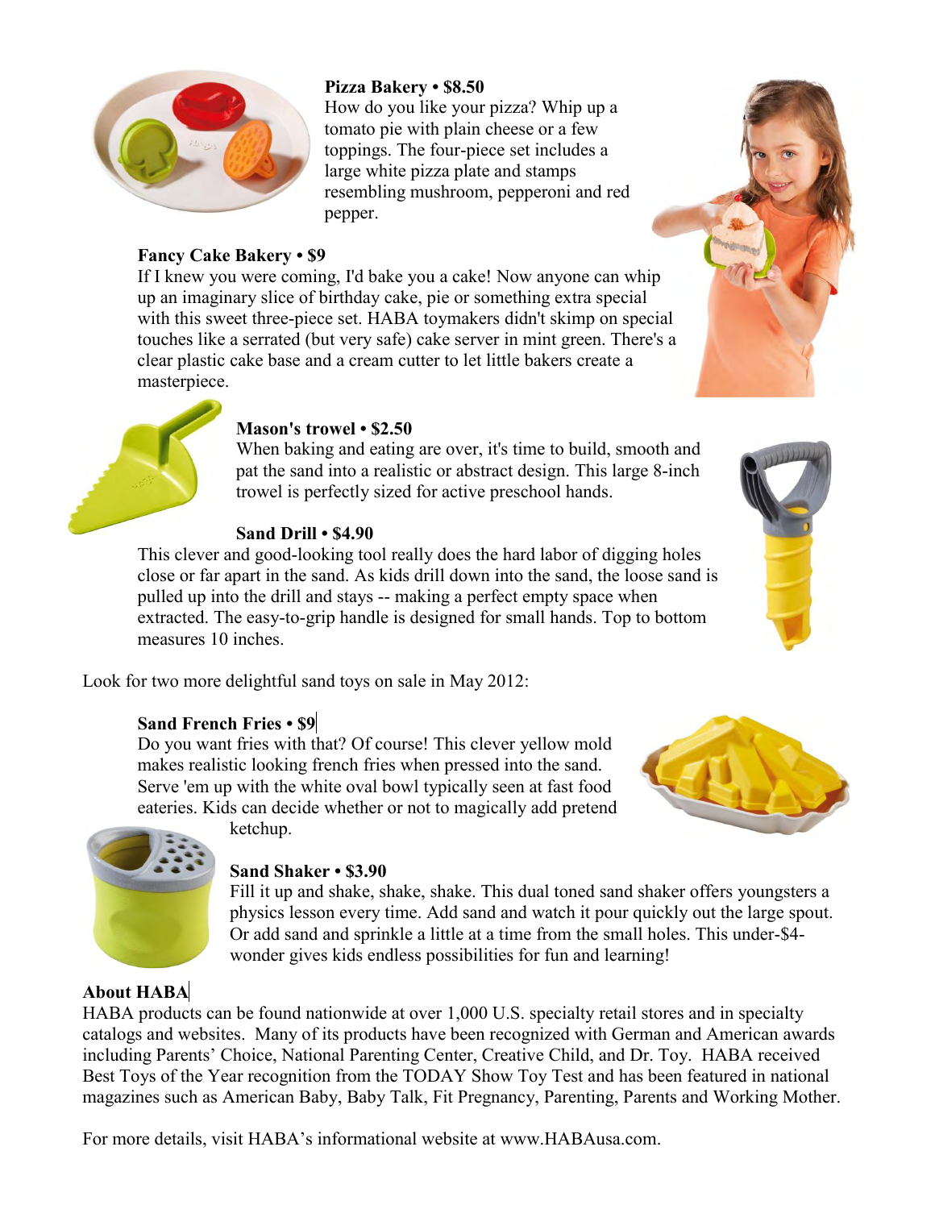**Pizza Bakery • $8.50**
How do you like your pizza? Whip up a tomato pie with plain cheese or a few toppings. The four-piece set includes a large white pizza plate and stamps resembling mushroom, pepperoni and red pepper.

**Fancy Cake Bakery • $9**
If I knew you were coming, I'd bake you a cake! Now anyone can whip up an imaginary slice of birthday cake, pie or something extra special with this sweet three-piece set. HABA toymakers didn't skimp on special touches like a serrated (but very safe) cake server in mint green. There's a clear plastic cake base and a cream cutter to let little bakers create a masterpiece.

**Mason's trowel • $2.50**
When baking and eating are over, it's time to build, smooth and pat the sand into a realistic or abstract design. This large 8-inch trowel is perfectly sized for active preschool hands.

**Sand Drill • $4.90**
This clever and good-looking tool really does the hard labor of digging holes close or far apart in the sand. As kids drill down into the sand, the loose sand is pulled up into the drill and stays -- making a perfect empty space when extracted. The easy-to-grip handle is designed for small hands. Top to bottom measures 10 inches.

Look for two more delightful sand toys on sale in May 2012:

**Sand French Fries • $9**
Do you want fries with that? Of course! This clever yellow mold makes realistic looking french fries when pressed into the sand. Serve 'em up with the white oval bowl typically seen at fast food eateries. Kids can decide whether or not to magically add pretend ketchup.

**Sand Shaker • $3.90**
Fill it up and shake, shake, shake. This dual toned sand shaker offers youngsters a physics lesson every time. Add sand and watch it pour quickly out the large spout. Or add sand and sprinkle a little at a time from the small holes. This under-$4-wonder gives kids endless possibilities for fun and learning!

**About HABA**
HABA products can be found nationwide at over 1,000 U.S. specialty retail stores and in specialty catalogs and websites. Many of its products have been recognized with German and American awards including Parents' Choice, National Parenting Center, Creative Child, and Dr. Toy. HABA received Best Toys of the Year recognition from the TODAY Show Toy Test and has been featured in national magazines such as American Baby, Baby Talk, Fit Pregnancy, Parenting, Parents and Working Mother.

For more details, visit HABA's informational website at www.HABAusa.com.